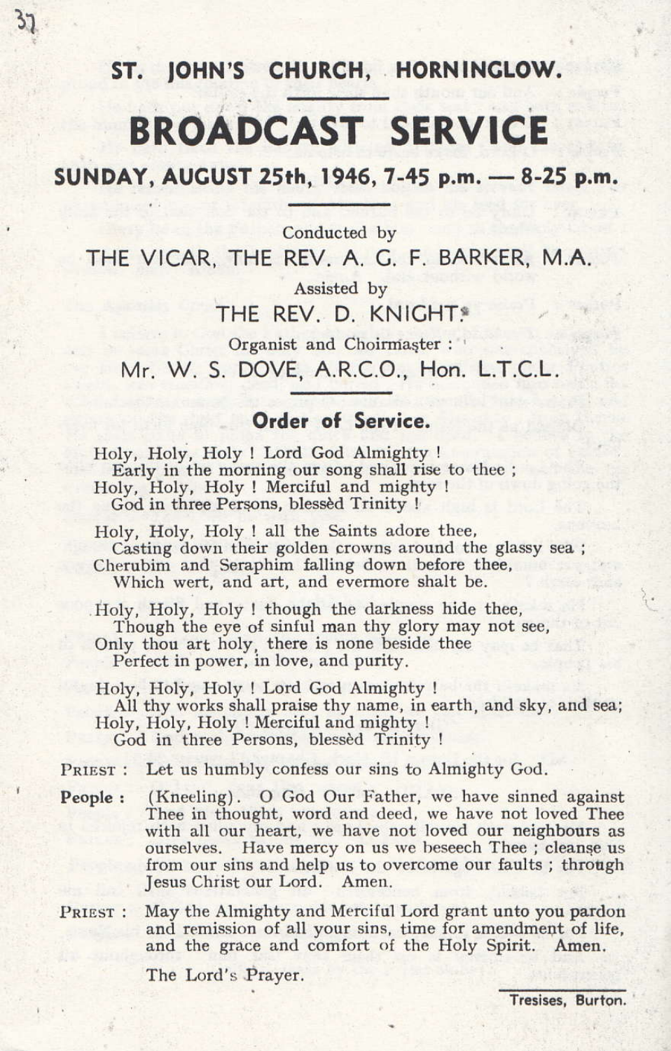# ST. JOHN'S CHURCH, HORNINGLOW.

# BROADCAST SERVICE

## SUNDAY, AUGUST 25th, 1946, 7-45 p.m. — 8-25 p.m.

Conducted by

THE VICAR, THE REV. A. G. F. BARKER, M.A.

Assisted by

THE REV. D. KNIGHT.

Organist and Choirmaster :

Mr. W. S. DOVE, A.R.C.O., Hon. L.T.C.L.

## Order of Service.

Holy, Holy, Holy ! Lord God Almighty !
Early in the morning our song shall rise to thee ;
Holy, Holy, Holy ! Merciful and mighty !
God in three Persons, blessèd Trinity !

Holy, Holy, Holy ! all the Saints adore thee,
Casting down their golden crowns around the glassy sea ;
Cherubim and Seraphim falling down before thee,
Which wert, and art, and evermore shalt be.

Holy, Holy, Holy ! though the darkness hide thee,
Though the eye of sinful man thy glory may not see,
Only thou art holy, there is none beside thee
Perfect in power, in love, and purity.

Holy, Holy, Holy ! Lord God Almighty !
All thy works shall praise thy name, in earth, and sky, and sea;
Holy, Holy, Holy ! Merciful and mighty !
God in three Persons, blessèd Trinity !

PRIEST : Let us humbly confess our sins to Almighty God.

**People :** (Kneeling). O God Our Father, we have sinned against Thee in thought, word and deed, we have not loved Thee with all our heart, we have not loved our neighbours as ourselves. Have mercy on us we beseech Thee ; cleanse us from our sins and help us to overcome our faults ; through Jesus Christ our Lord. Amen.

PRIEST : May the Almighty and Merciful Lord grant unto you pardon and remission of all your sins, time for amendment of life, and the grace and comfort of the Holy Spirit. Amen.

The Lord's Prayer.

Tresises, Burton.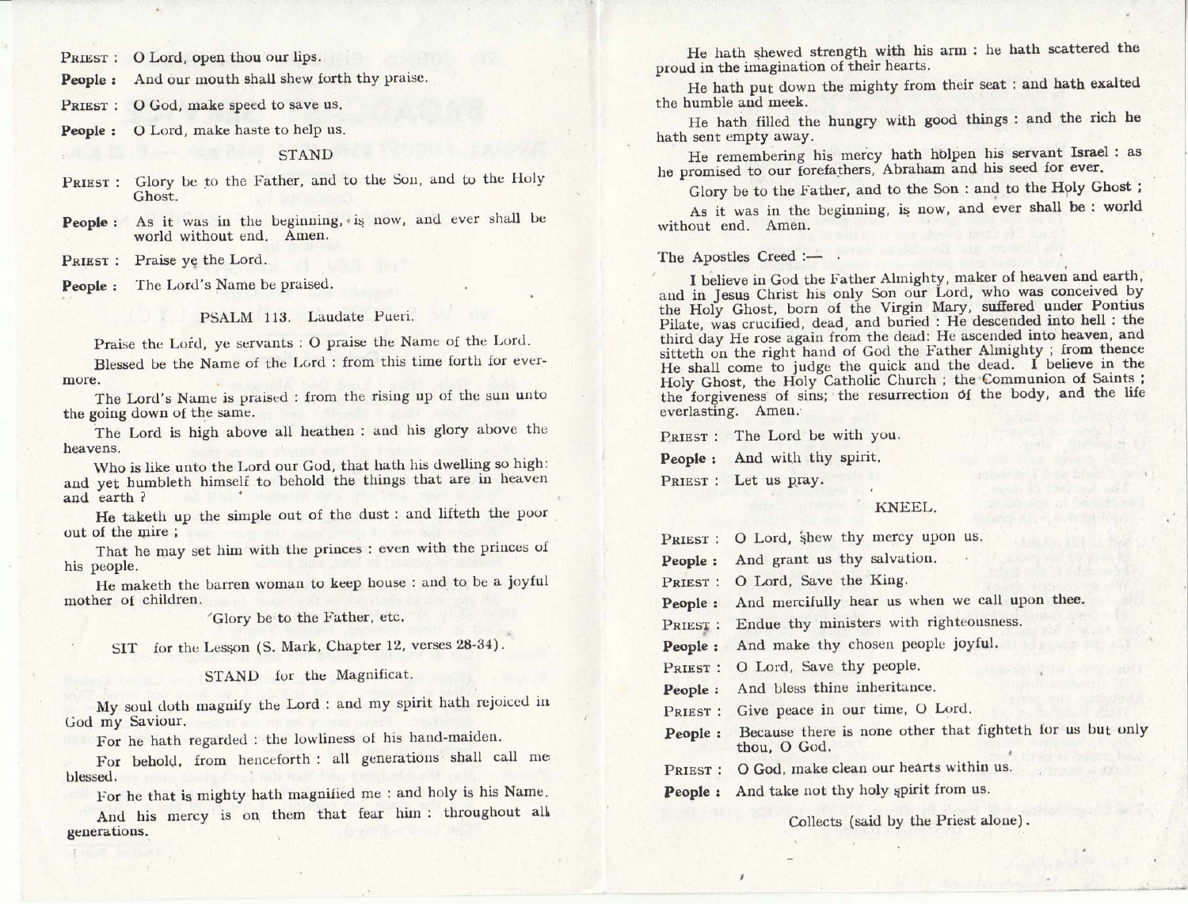**PRIEST** : O Lord, open thou our lips.

**People** : And our mouth shall shew forth thy praise.

**PRIEST** : O God, make speed to save us.

**People** : O Lord, make haste to help us.

STAND

**PRIEST** : Glory be to the Father, and to the Son, and to the Holy Ghost.

**People** : As it was in the beginning, is now, and ever shall be world without end. Amen.

**PRIEST** : Praise ye the Lord.

**People** : The Lord's Name be praised.

PSALM 113. Laudate Pueri.

Praise the Lord, ye servants : O praise the Name of the Lord.

Blessed be the Name of the Lord : from this time forth for evermore.

The Lord's Name is praised : from the rising up of the sun unto the going down of the same.

The Lord is high above all heathen : and his glory above the heavens.

Who is like unto the Lord our God, that hath his dwelling so high: and yet humbleth himself to behold the things that are in heaven and earth ?

He taketh up the simple out of the dust : and lifteth the poor out of the mire ;

That he may set him with the princes : even with the princes of his people.

He maketh the barren woman to keep house : and to be a joyful mother of children.

Glory be to the Father, etc.

SIT for the Lesson (S. Mark, Chapter 12, verses 28-34).

STAND for the Magnificat.

My soul doth magnify the Lord : and my spirit hath rejoiced in God my Saviour.

For he hath regarded : the lowliness of his hand-maiden.

For behold, from henceforth : all generations shall call me blessed.

For he that is mighty hath magnified me : and holy is his Name.

And his mercy is on them that fear him : throughout all generations.

He hath shewed strength with his arm : he hath scattered the proud in the imagination of their hearts.

He hath put down the mighty from their seat : and hath exalted the humble and meek.

He hath filled the hungry with good things : and the rich he hath sent empty away.

He remembering his mercy hath holpen his servant Israel : as he promised to our forefathers, Abraham and his seed for ever.

Glory be to the Father, and to the Son : and to the Holy Ghost ;

As it was in the beginning, is now, and ever shall be : world without end. Amen.

The Apostles Creed :—

I believe in God the Father Almighty, maker of heaven and earth, and in Jesus Christ his only Son our Lord, who was conceived by the Holy Ghost, born of the Virgin Mary, suffered under Pontius Pilate, was crucified, dead, and buried : He descended into hell : the third day He rose again from the dead: He ascended into heaven, and sitteth on the right hand of God the Father Almighty ; from thence He shall come to judge the quick and the dead. I believe in the Holy Ghost, the Holy Catholic Church ; the Communion of Saints ; the forgiveness of sins; the resurrection of the body, and the life everlasting. Amen.

**PRIEST** : The Lord be with you.

**People** : And with thy spirit.

**PRIEST** : Let us pray.

KNEEL.

**PRIEST** : O Lord, shew thy mercy upon us.

**People** : And grant us thy salvation.

**PRIEST** : O Lord, Save the King.

**People** : And mercifully hear us when we call upon thee.

**PRIEST** : Endue thy ministers with righteousness.

**People** : And make thy chosen people joyful.

**PRIEST** : O Lord, Save thy people.

**People** : And bless thine inheritance.

**PRIEST** : Give peace in our time, O Lord.

**People** : Because there is none other that fighteth for us but only thou, O God.

**PRIEST** : O God, make clean our hearts within us.

**People** : And take not thy holy spirit from us.

Collects (said by the Priest alone).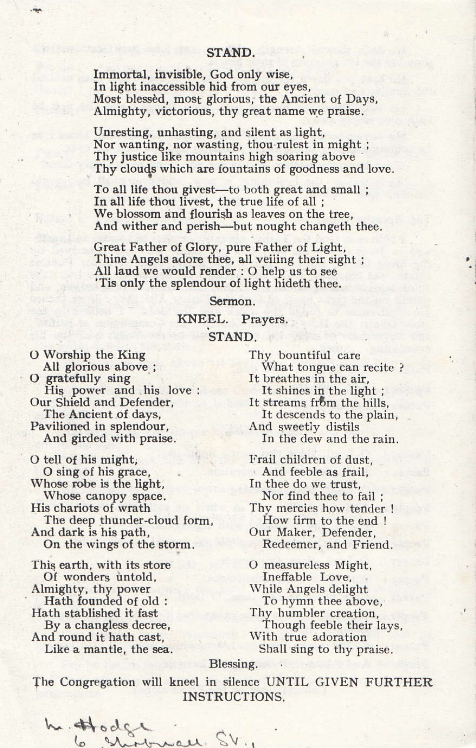STAND.

Immortal, invisible, God only wise,
In light inaccessible hid from our eyes,
Most blessèd, most glorious, the Ancient of Days,
Almighty, victorious, thy great name we praise.

Unresting, unhasting, and silent as light,
Nor wanting, nor wasting, thou rulest in might ;
Thy justice like mountains high soaring above
Thy clouds which are fountains of goodness and love.

To all life thou givest—to both great and small ;
In all life thou livest, the true life of all ;
We blossom and flourish as leaves on the tree,
And wither and perish—but nought changeth thee.

Great Father of Glory, pure Father of Light,
Thine Angels adore thee, all veiling their sight ;
All laud we would render : O help us to see
'Tis only the splendour of light hideth thee.

Sermon.

KNEEL. Prayers.

STAND.

O Worship the King
All glorious above ;
O gratefully sing
His power and his love :
Our Shield and Defender,
The Ancient of days,
Pavilioned in splendour,
And girded with praise.

O tell of his might,
O sing of his grace,
Whose robe is the light,
Whose canopy space.
His chariots of wrath
The deep thunder-cloud form,
And dark is his path,
On the wings of the storm.

This earth, with its store
Of wonders untold,
Almighty, thy power
Hath founded of old :
Hath stablished it fast
By a changless decree,
And round it hath cast,
Like a mantle, the sea.

Thy bountiful care
What tongue can recite ?
It breathes in the air,
It shines in the light ;
It streams from the hills,
It descends to the plain,
And sweetly distils
In the dew and the rain.

Frail children of dust,
And feeble as frail,
In thee do we trust,
Nor find thee to fail ;
Thy mercies how tender !
How firm to the end !
Our Maker, Defender,
Redeemer, and Friend.

O measureless Might,
Ineffable Love,
While Angels delight
To hymn thee above,
Thy humbler creation,
Though feeble their lays,
With true adoration
Shall sing to thy praise.

Blessing.

The Congregation will kneel in silence UNTIL GIVEN FURTHER INSTRUCTIONS.

M. Hodge
6 Shotwall SV.,